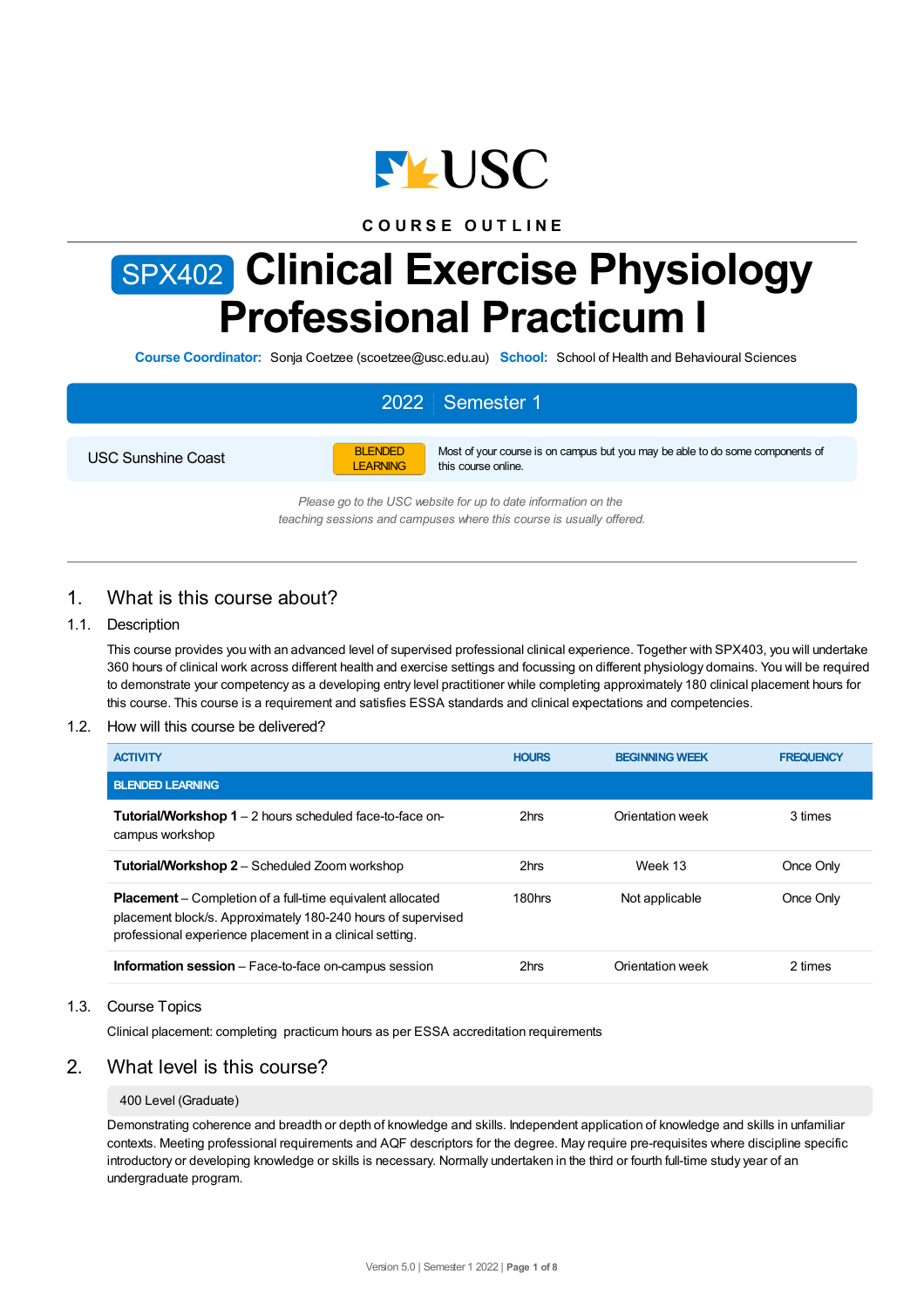COURSE OUTLINE

# SPX402 Clinical Exercise Physiology Professional Practicum I

**Course Coordinator:** Sonja Coetzee (scoetzee@usc.edu.au) **School:** School of Health and Behavioural Sciences

| 2022 | Semester 1 |
|---|---|

| USC Sunshine Coast | BLENDED LEARNING | Most of your course is on campus but you may be able to do some components of this course online. |
|---|---|---|

*Please go to the USC website for up to date information on the teaching sessions and campuses where this course is usually offered.*

## 1. What is this course about?

### 1.1. Description

This course provides you with an advanced level of supervised professional clinical experience. Together with SPX403, you will undertake 360 hours of clinical work across different health and exercise settings and focussing on different physiology domains. You will be required to demonstrate your competency as a developing entry level practitioner while completing approximately 180 clinical placement hours for this course. This course is a requirement and satisfies ESSA standards and clinical expectations and competencies.

### 1.2. How will this course be delivered?

| ACTIVITY | HOURS | BEGINNING WEEK | FREQUENCY |
|---|---|---|---|
| **BLENDED LEARNING** | | | |
| **Tutorial/Workshop 1** – 2 hours scheduled face-to-face on-campus workshop | 2hrs | Orientation week | 3 times |
| **Tutorial/Workshop 2** – Scheduled Zoom workshop | 2hrs | Week 13 | Once Only |
| **Placement** – Completion of a full-time equivalent allocated placement block/s. Approximately 180-240 hours of supervised professional experience placement in a clinical setting. | 180hrs | Not applicable | Once Only |
| **Information session** – Face-to-face on-campus session | 2hrs | Orientation week | 2 times |

### 1.3. Course Topics

Clinical placement: completing practicum hours as per ESSA accreditation requirements

## 2. What level is this course?

400 Level (Graduate)

Demonstrating coherence and breadth or depth of knowledge and skills. Independent application of knowledge and skills in unfamiliar contexts. Meeting professional requirements and AQF descriptors for the degree. May require pre-requisites where discipline specific introductory or developing knowledge or skills is necessary. Normally undertaken in the third or fourth full-time study year of an undergraduate program.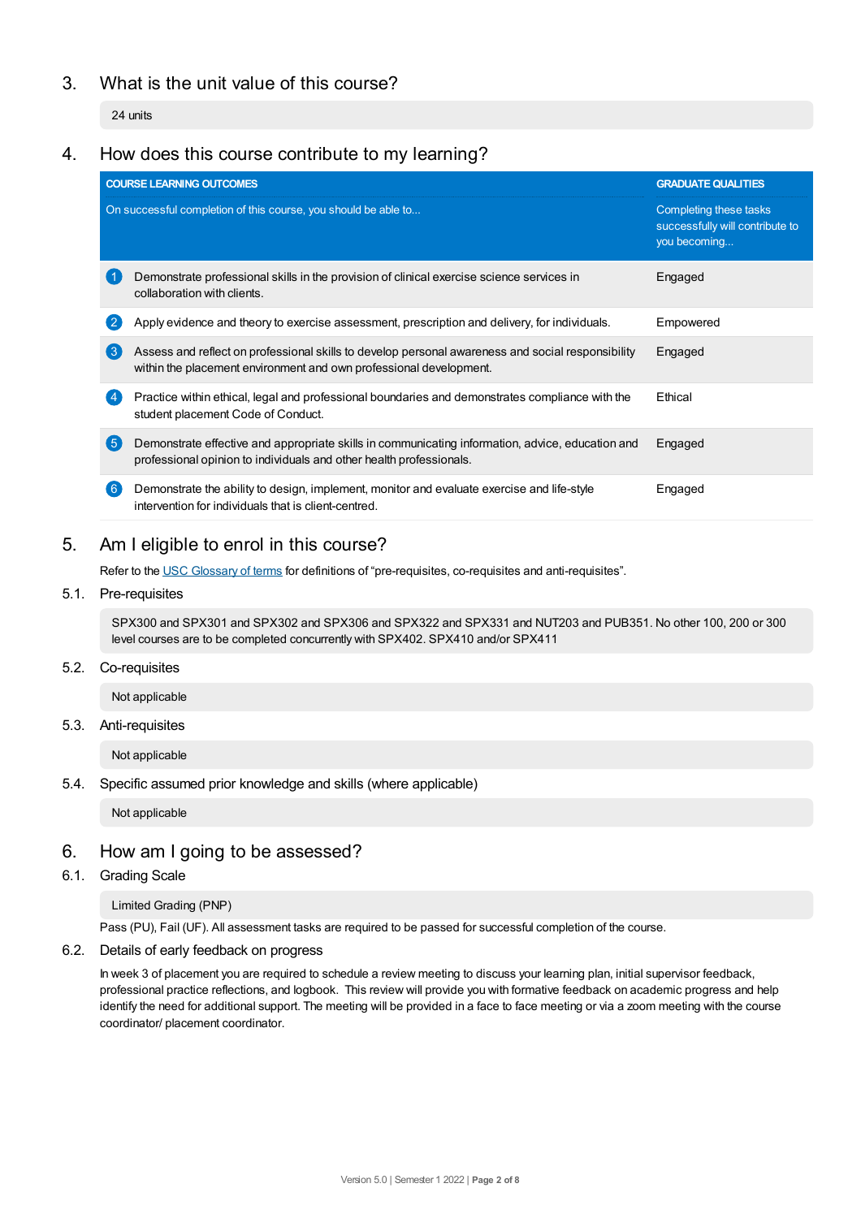## 3. What is the unit value of this course?

24 units

## 4. How does this course contribute to my learning?

| COURSE LEARNING OUTCOMES<br>On successful completion of this course, you should be able to... | GRADUATE QUALITIES<br>Completing these tasks successfully will contribute to you becoming... |
|---|---|
| 1 Demonstrate professional skills in the provision of clinical exercise science services in collaboration with clients. | Engaged |
| 2 Apply evidence and theory to exercise assessment, prescription and delivery, for individuals. | Empowered |
| 3 Assess and reflect on professional skills to develop personal awareness and social responsibility within the placement environment and own professional development. | Engaged |
| 4 Practice within ethical, legal and professional boundaries and demonstrates compliance with the student placement Code of Conduct. | Ethical |
| 5 Demonstrate effective and appropriate skills in communicating information, advice, education and professional opinion to individuals and other health professionals. | Engaged |
| 6 Demonstrate the ability to design, implement, monitor and evaluate exercise and life-style intervention for individuals that is client-centred. | Engaged |

## 5. Am I eligible to enrol in this course?

Refer to the USC Glossary of terms for definitions of "pre-requisites, co-requisites and anti-requisites".

### 5.1. Pre-requisites

SPX300 and SPX301 and SPX302 and SPX306 and SPX322 and SPX331 and NUT203 and PUB351. No other 100, 200 or 300 level courses are to be completed concurrently with SPX402. SPX410 and/or SPX411

### 5.2. Co-requisites

Not applicable

### 5.3. Anti-requisites

Not applicable

### 5.4. Specific assumed prior knowledge and skills (where applicable)

Not applicable

## 6. How am I going to be assessed?

### 6.1. Grading Scale

Limited Grading (PNP)

Pass (PU), Fail (UF). All assessment tasks are required to be passed for successful completion of the course.

### 6.2. Details of early feedback on progress

In week 3 of placement you are required to schedule a review meeting to discuss your learning plan, initial supervisor feedback, professional practice reflections, and logbook. This review will provide you with formative feedback on academic progress and help identify the need for additional support. The meeting will be provided in a face to face meeting or via a zoom meeting with the course coordinator/ placement coordinator.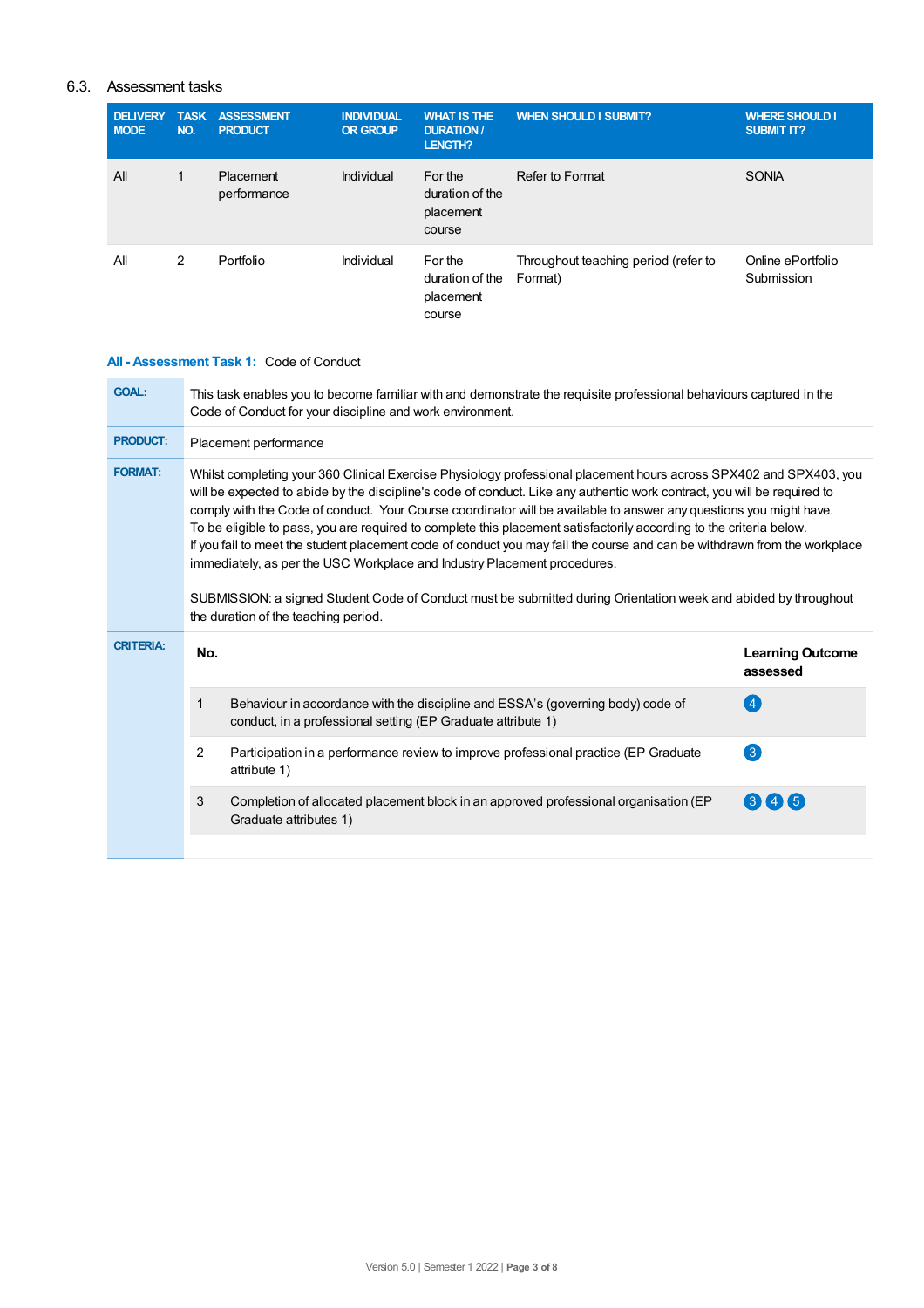## 6.3. Assessment tasks

| DELIVERY MODE | TASK NO. | ASSESSMENT PRODUCT | INDIVIDUAL OR GROUP | WHAT IS THE DURATION / LENGTH? | WHEN SHOULD I SUBMIT? | WHERE SHOULD I SUBMIT IT? |
|---|---|---|---|---|---|---|
| All | 1 | Placement performance | Individual | For the duration of the placement course | Refer to Format | SONIA |
| All | 2 | Portfolio | Individual | For the duration of the placement course | Throughout teaching period (refer to Format) | Online ePortfolio Submission |

### All - Assessment Task 1: Code of Conduct

| | |
|---|---|
| **GOAL:** | This task enables you to become familiar with and demonstrate the requisite professional behaviours captured in the Code of Conduct for your discipline and work environment. |
| **PRODUCT:** | Placement performance |
| **FORMAT:** | Whilst completing your 360 Clinical Exercise Physiology professional placement hours across SPX402 and SPX403, you will be expected to abide by the discipline's code of conduct. Like any authentic work contract, you will be required to comply with the Code of conduct. Your Course coordinator will be available to answer any questions you might have. To be eligible to pass, you are required to complete this placement satisfactorily according to the criteria below. If you fail to meet the student placement code of conduct you may fail the course and can be withdrawn from the workplace immediately, as per the USC Workplace and Industry Placement procedures.<br><br>SUBMISSION: a signed Student Code of Conduct must be submitted during Orientation week and abided by throughout the duration of the teaching period. |
| **CRITERIA:** | |

| No. | | Learning Outcome assessed |
|---|---|---|
| 1 | Behaviour in accordance with the discipline and ESSA's (governing body) code of conduct, in a professional setting (EP Graduate attribute 1) | 4 |
| 2 | Participation in a performance review to improve professional practice (EP Graduate attribute 1) | 3 |
| 3 | Completion of allocated placement block in an approved professional organisation (EP Graduate attributes 1) | 3 4 5 |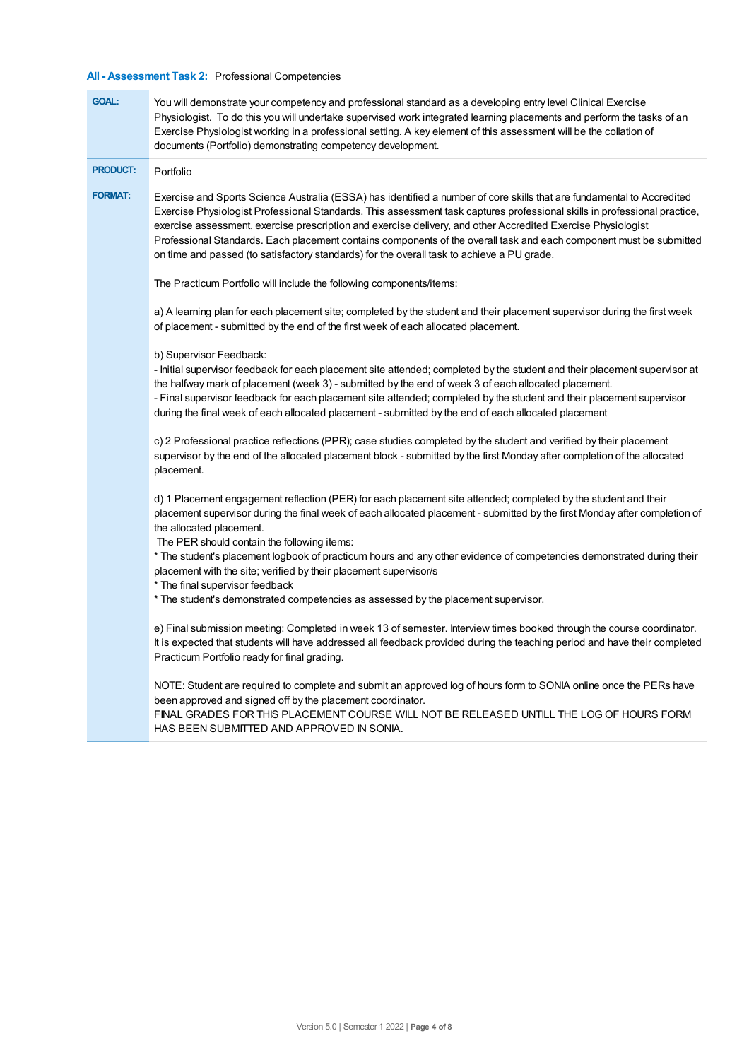**All - Assessment Task 2:** Professional Competencies

| | |
|---|---|
| **GOAL:** | You will demonstrate your competency and professional standard as a developing entry level Clinical Exercise Physiologist. To do this you will undertake supervised work integrated learning placements and perform the tasks of an Exercise Physiologist working in a professional setting. A key element of this assessment will be the collation of documents (Portfolio) demonstrating competency development. |
| **PRODUCT:** | Portfolio |
| **FORMAT:** | Exercise and Sports Science Australia (ESSA) has identified a number of core skills that are fundamental to Accredited Exercise Physiologist Professional Standards. This assessment task captures professional skills in professional practice, exercise assessment, exercise prescription and exercise delivery, and other Accredited Exercise Physiologist Professional Standards. Each placement contains components of the overall task and each component must be submitted on time and passed (to satisfactory standards) for the overall task to achieve a PU grade.<br><br>The Practicum Portfolio will include the following components/items:<br><br>a) A learning plan for each placement site; completed by the student and their placement supervisor during the first week of placement - submitted by the end of the first week of each allocated placement.<br><br>b) Supervisor Feedback:<br>- Initial supervisor feedback for each placement site attended; completed by the student and their placement supervisor at the halfway mark of placement (week 3) - submitted by the end of week 3 of each allocated placement.<br>- Final supervisor feedback for each placement site attended; completed by the student and their placement supervisor during the final week of each allocated placement - submitted by the end of each allocated placement<br><br>c) 2 Professional practice reflections (PPR); case studies completed by the student and verified by their placement supervisor by the end of the allocated placement block - submitted by the first Monday after completion of the allocated placement.<br><br>d) 1 Placement engagement reflection (PER) for each placement site attended; completed by the student and their placement supervisor during the final week of each allocated placement - submitted by the first Monday after completion of the allocated placement.<br>The PER should contain the following items:<br>* The student's placement logbook of practicum hours and any other evidence of competencies demonstrated during their placement with the site; verified by their placement supervisor/s<br>* The final supervisor feedback<br>* The student's demonstrated competencies as assessed by the placement supervisor.<br><br>e) Final submission meeting: Completed in week 13 of semester. Interview times booked through the course coordinator. It is expected that students will have addressed all feedback provided during the teaching period and have their completed Practicum Portfolio ready for final grading.<br><br>NOTE: Student are required to complete and submit an approved log of hours form to SONIA online once the PERs have been approved and signed off by the placement coordinator.<br>FINAL GRADES FOR THIS PLACEMENT COURSE WILL NOT BE RELEASED UNTILL THE LOG OF HOURS FORM HAS BEEN SUBMITTED AND APPROVED IN SONIA. |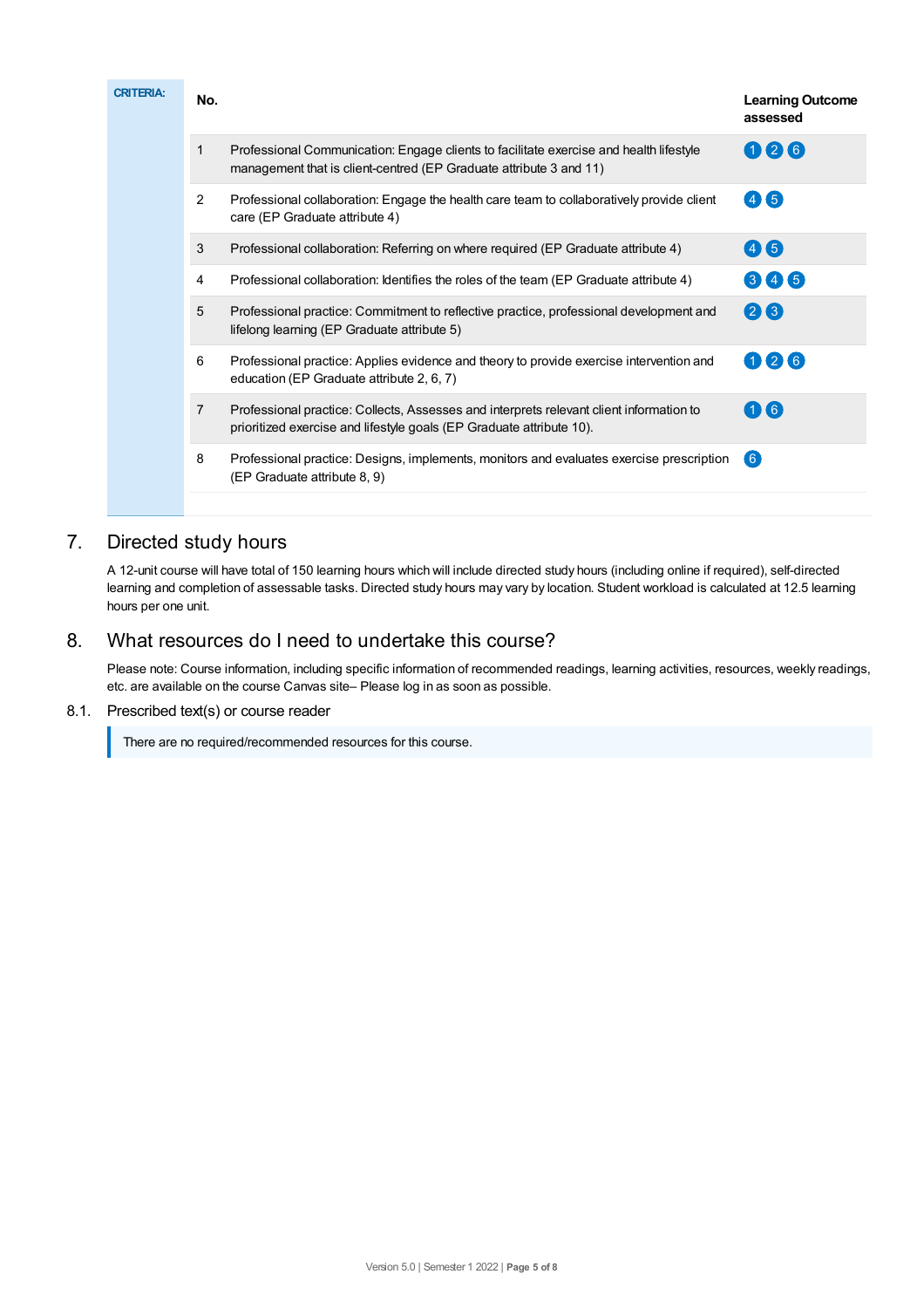**CRITERIA:**

| No. | | Learning Outcome assessed |
|---|---|---|
| 1 | Professional Communication: Engage clients to facilitate exercise and health lifestyle management that is client-centred (EP Graduate attribute 3 and 11) | 1 2 6 |
| 2 | Professional collaboration: Engage the health care team to collaboratively provide client care (EP Graduate attribute 4) | 4 5 |
| 3 | Professional collaboration: Referring on where required (EP Graduate attribute 4) | 4 5 |
| 4 | Professional collaboration: Identifies the roles of the team (EP Graduate attribute 4) | 3 4 5 |
| 5 | Professional practice: Commitment to reflective practice, professional development and lifelong learning (EP Graduate attribute 5) | 2 3 |
| 6 | Professional practice: Applies evidence and theory to provide exercise intervention and education (EP Graduate attribute 2, 6, 7) | 1 2 6 |
| 7 | Professional practice: Collects, Assesses and interprets relevant client information to prioritized exercise and lifestyle goals (EP Graduate attribute 10). | 1 6 |
| 8 | Professional practice: Designs, implements, monitors and evaluates exercise prescription (EP Graduate attribute 8, 9) | 6 |

## 7. Directed study hours

A 12-unit course will have total of 150 learning hours which will include directed study hours (including online if required), self-directed learning and completion of assessable tasks. Directed study hours may vary by location. Student workload is calculated at 12.5 learning hours per one unit.

## 8. What resources do I need to undertake this course?

Please note: Course information, including specific information of recommended readings, learning activities, resources, weekly readings, etc. are available on the course Canvas site– Please log in as soon as possible.

### 8.1. Prescribed text(s) or course reader

There are no required/recommended resources for this course.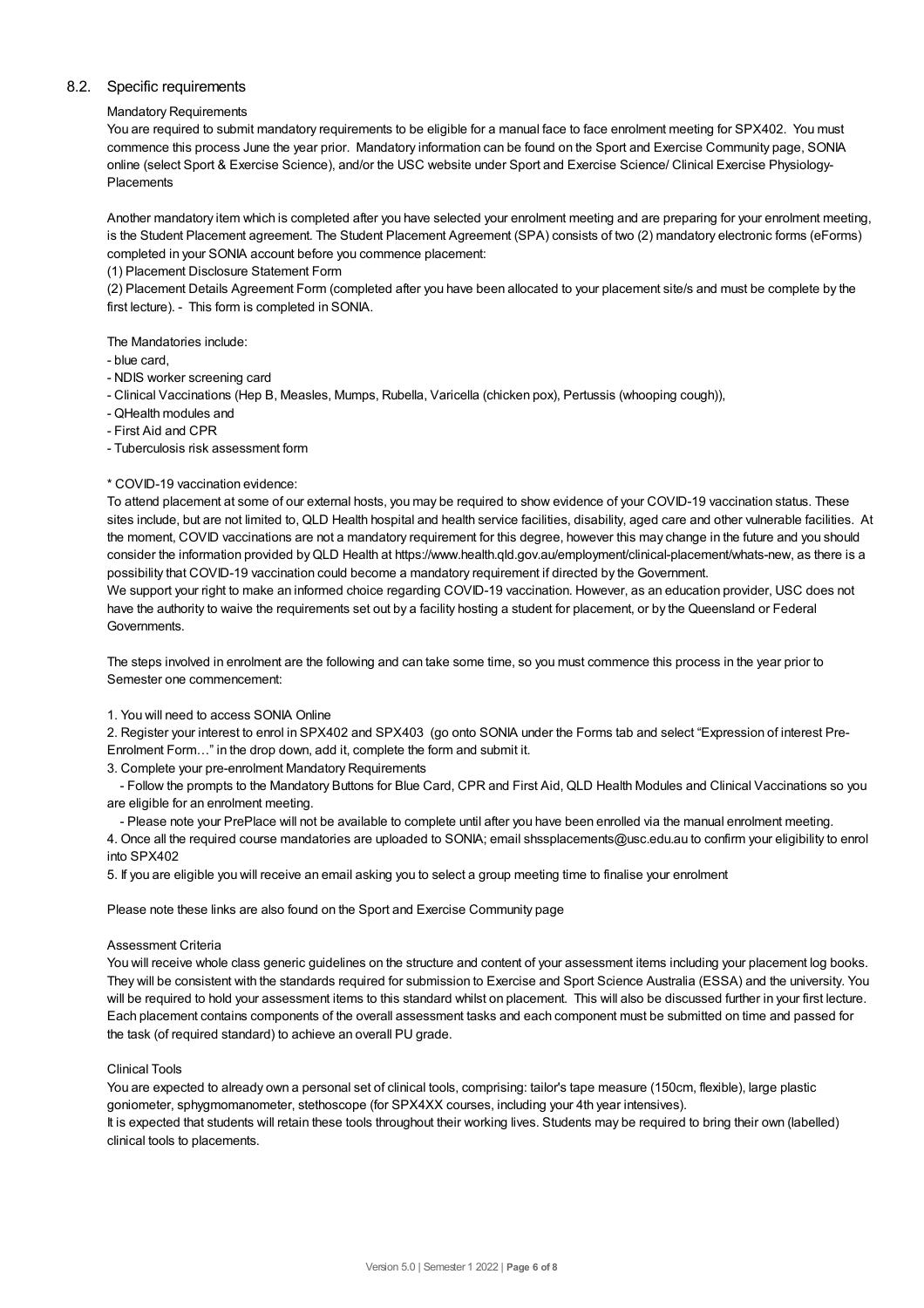## 8.2. Specific requirements

### Mandatory Requirements

You are required to submit mandatory requirements to be eligible for a manual face to face enrolment meeting for SPX402. You must commence this process June the year prior. Mandatory information can be found on the Sport and Exercise Community page, SONIA online (select Sport & Exercise Science), and/or the USC website under Sport and Exercise Science/ Clinical Exercise Physiology- Placements

Another mandatory item which is completed after you have selected your enrolment meeting and are preparing for your enrolment meeting, is the Student Placement agreement. The Student Placement Agreement (SPA) consists of two (2) mandatory electronic forms (eForms) completed in your SONIA account before you commence placement:

(1) Placement Disclosure Statement Form

(2) Placement Details Agreement Form (completed after you have been allocated to your placement site/s and must be complete by the first lecture). - This form is completed in SONIA.

The Mandatories include:

- blue card,
- NDIS worker screening card
- Clinical Vaccinations (Hep B, Measles, Mumps, Rubella, Varicella (chicken pox), Pertussis (whooping cough)),
- QHealth modules and
- First Aid and CPR
- Tuberculosis risk assessment form

* COVID-19 vaccination evidence:

To attend placement at some of our external hosts, you may be required to show evidence of your COVID-19 vaccination status. These sites include, but are not limited to, QLD Health hospital and health service facilities, disability, aged care and other vulnerable facilities. At the moment, COVID vaccinations are not a mandatory requirement for this degree, however this may change in the future and you should consider the information provided by QLD Health at https://www.health.qld.gov.au/employment/clinical-placement/whats-new, as there is a possibility that COVID-19 vaccination could become a mandatory requirement if directed by the Government.

We support your right to make an informed choice regarding COVID-19 vaccination. However, as an education provider, USC does not have the authority to waive the requirements set out by a facility hosting a student for placement, or by the Queensland or Federal Governments.

The steps involved in enrolment are the following and can take some time, so you must commence this process in the year prior to Semester one commencement:

1. You will need to access SONIA Online
2. Register your interest to enrol in SPX402 and SPX403 (go onto SONIA under the Forms tab and select "Expression of interest Pre-Enrolment Form…" in the drop down, add it, complete the form and submit it.
3. Complete your pre-enrolment Mandatory Requirements
   - Follow the prompts to the Mandatory Buttons for Blue Card, CPR and First Aid, QLD Health Modules and Clinical Vaccinations so you are eligible for an enrolment meeting.
   - Please note your PrePlace will not be available to complete until after you have been enrolled via the manual enrolment meeting.
4. Once all the required course mandatories are uploaded to SONIA; email shssplacements@usc.edu.au to confirm your eligibility to enrol into SPX402
5. If you are eligible you will receive an email asking you to select a group meeting time to finalise your enrolment

Please note these links are also found on the Sport and Exercise Community page

### Assessment Criteria

You will receive whole class generic guidelines on the structure and content of your assessment items including your placement log books. They will be consistent with the standards required for submission to Exercise and Sport Science Australia (ESSA) and the university. You will be required to hold your assessment items to this standard whilst on placement. This will also be discussed further in your first lecture. Each placement contains components of the overall assessment tasks and each component must be submitted on time and passed for the task (of required standard) to achieve an overall PU grade.

### Clinical Tools

You are expected to already own a personal set of clinical tools, comprising: tailor's tape measure (150cm, flexible), large plastic goniometer, sphygmomanometer, stethoscope (for SPX4XX courses, including your 4th year intensives).

It is expected that students will retain these tools throughout their working lives. Students may be required to bring their own (labelled) clinical tools to placements.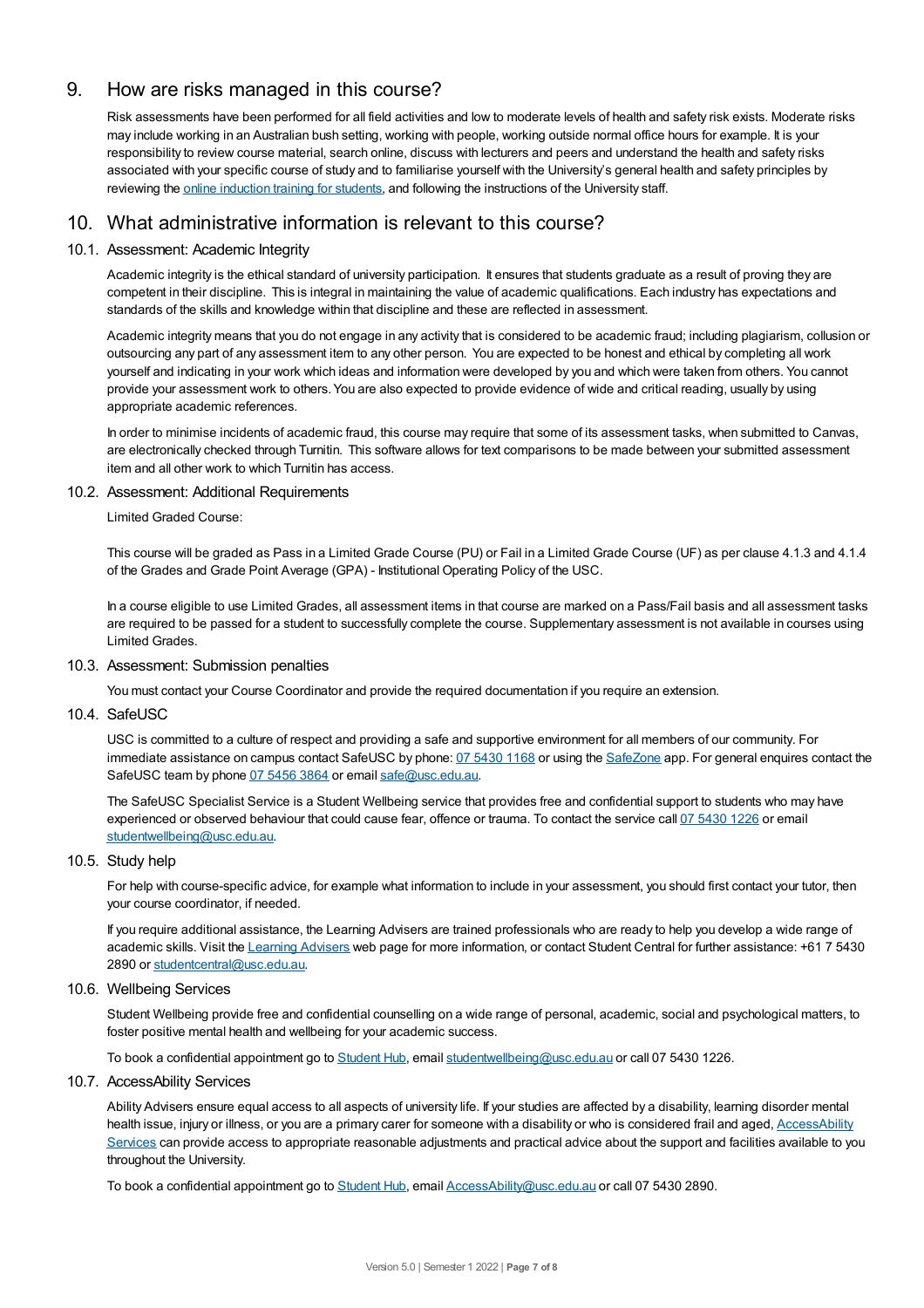## 9. How are risks managed in this course?

Risk assessments have been performed for all field activities and low to moderate levels of health and safety risk exists. Moderate risks may include working in an Australian bush setting, working with people, working outside normal office hours for example. It is your responsibility to review course material, search online, discuss with lecturers and peers and understand the health and safety risks associated with your specific course of study and to familiarise yourself with the University's general health and safety principles by reviewing the [online induction training for students](), and following the instructions of the University staff.

## 10. What administrative information is relevant to this course?

### 10.1. Assessment: Academic Integrity

Academic integrity is the ethical standard of university participation. It ensures that students graduate as a result of proving they are competent in their discipline. This is integral in maintaining the value of academic qualifications. Each industry has expectations and standards of the skills and knowledge within that discipline and these are reflected in assessment.

Academic integrity means that you do not engage in any activity that is considered to be academic fraud; including plagiarism, collusion or outsourcing any part of any assessment item to any other person. You are expected to be honest and ethical by completing all work yourself and indicating in your work which ideas and information were developed by you and which were taken from others. You cannot provide your assessment work to others. You are also expected to provide evidence of wide and critical reading, usually by using appropriate academic references.

In order to minimise incidents of academic fraud, this course may require that some of its assessment tasks, when submitted to Canvas, are electronically checked through Turnitin. This software allows for text comparisons to be made between your submitted assessment item and all other work to which Turnitin has access.

### 10.2. Assessment: Additional Requirements

Limited Graded Course:

This course will be graded as Pass in a Limited Grade Course (PU) or Fail in a Limited Grade Course (UF) as per clause 4.1.3 and 4.1.4 of the Grades and Grade Point Average (GPA) - Institutional Operating Policy of the USC.

In a course eligible to use Limited Grades, all assessment items in that course are marked on a Pass/Fail basis and all assessment tasks are required to be passed for a student to successfully complete the course. Supplementary assessment is not available in courses using Limited Grades.

### 10.3. Assessment: Submission penalties

You must contact your Course Coordinator and provide the required documentation if you require an extension.

### 10.4. SafeUSC

USC is committed to a culture of respect and providing a safe and supportive environment for all members of our community. For immediate assistance on campus contact SafeUSC by phone: 07 5430 1168 or using the [SafeZone]() app. For general enquires contact the SafeUSC team by phone 07 5456 3864 or email safe@usc.edu.au.

The SafeUSC Specialist Service is a Student Wellbeing service that provides free and confidential support to students who may have experienced or observed behaviour that could cause fear, offence or trauma. To contact the service call 07 5430 1226 or email studentwellbeing@usc.edu.au.

### 10.5. Study help

For help with course-specific advice, for example what information to include in your assessment, you should first contact your tutor, then your course coordinator, if needed.

If you require additional assistance, the Learning Advisers are trained professionals who are ready to help you develop a wide range of academic skills. Visit the [Learning Advisers]() web page for more information, or contact Student Central for further assistance: +61 7 5430 2890 or studentcentral@usc.edu.au.

### 10.6. Wellbeing Services

Student Wellbeing provide free and confidential counselling on a wide range of personal, academic, social and psychological matters, to foster positive mental health and wellbeing for your academic success.

To book a confidential appointment go to [Student Hub](), email studentwellbeing@usc.edu.au or call 07 5430 1226.

### 10.7. AccessAbility Services

Ability Advisers ensure equal access to all aspects of university life. If your studies are affected by a disability, learning disorder mental health issue, injury or illness, or you are a primary carer for someone with a disability or who is considered frail and aged, [AccessAbility Services]() can provide access to appropriate reasonable adjustments and practical advice about the support and facilities available to you throughout the University.

To book a confidential appointment go to [Student Hub](), email AccessAbility@usc.edu.au or call 07 5430 2890.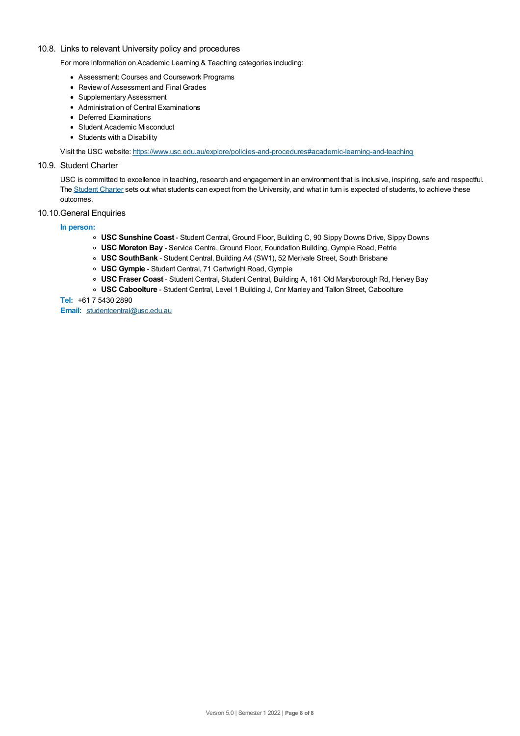### 10.8. Links to relevant University policy and procedures

For more information on Academic Learning & Teaching categories including:

- Assessment: Courses and Coursework Programs
- Review of Assessment and Final Grades
- Supplementary Assessment
- Administration of Central Examinations
- Deferred Examinations
- Student Academic Misconduct
- Students with a Disability

Visit the USC website: [https://www.usc.edu.au/explore/policies-and-procedures#academic-learning-and-teaching](https://www.usc.edu.au/explore/policies-and-procedures#academic-learning-and-teaching)

### 10.9. Student Charter

USC is committed to excellence in teaching, research and engagement in an environment that is inclusive, inspiring, safe and respectful. The Student Charter sets out what students can expect from the University, and what in turn is expected of students, to achieve these outcomes.

### 10.10. General Enquiries

**In person:**

- **USC Sunshine Coast** - Student Central, Ground Floor, Building C, 90 Sippy Downs Drive, Sippy Downs
- **USC Moreton Bay** - Service Centre, Ground Floor, Foundation Building, Gympie Road, Petrie
- **USC SouthBank** - Student Central, Building A4 (SW1), 52 Merivale Street, South Brisbane
- **USC Gympie** - Student Central, 71 Cartwright Road, Gympie
- **USC Fraser Coast** - Student Central, Student Central, Building A, 161 Old Maryborough Rd, Hervey Bay
- **USC Caboolture** - Student Central, Level 1 Building J, Cnr Manley and Tallon Street, Caboolture

**Tel:** +61 7 5430 2890

**Email:** studentcentral@usc.edu.au